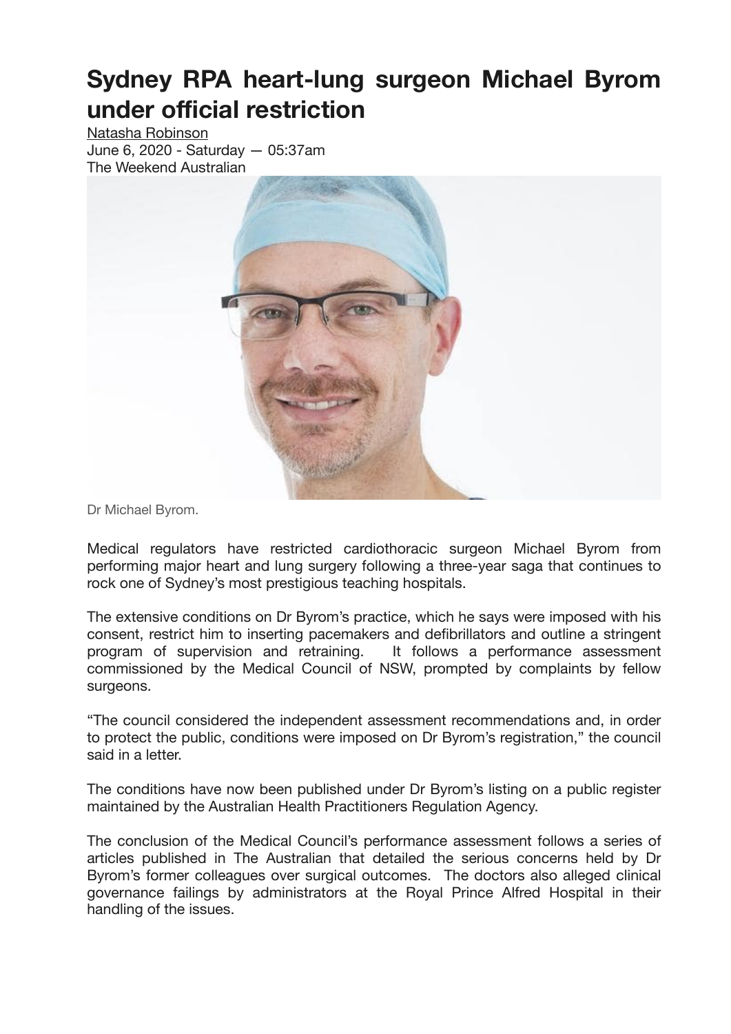# Sydney RPA heart-lung surgeon Michael Byrom under official restriction

Natasha Robinson
June 6, 2020 - Saturday — 05:37am
The Weekend Australian

Dr Michael Byrom.

Medical regulators have restricted cardiothoracic surgeon Michael Byrom from performing major heart and lung surgery following a three-year saga that continues to rock one of Sydney's most prestigious teaching hospitals.

The extensive conditions on Dr Byrom's practice, which he says were imposed with his consent, restrict him to inserting pacemakers and defibrillators and outline a stringent program of supervision and retraining. It follows a performance assessment commissioned by the Medical Council of NSW, prompted by complaints by fellow surgeons.

"The council considered the independent assessment recommendations and, in order to protect the public, conditions were imposed on Dr Byrom's registration," the council said in a letter.

The conditions have now been published under Dr Byrom's listing on a public register maintained by the Australian Health Practitioners Regulation Agency.

The conclusion of the Medical Council's performance assessment follows a series of articles published in The Australian that detailed the serious concerns held by Dr Byrom's former colleagues over surgical outcomes. The doctors also alleged clinical governance failings by administrators at the Royal Prince Alfred Hospital in their handling of the issues.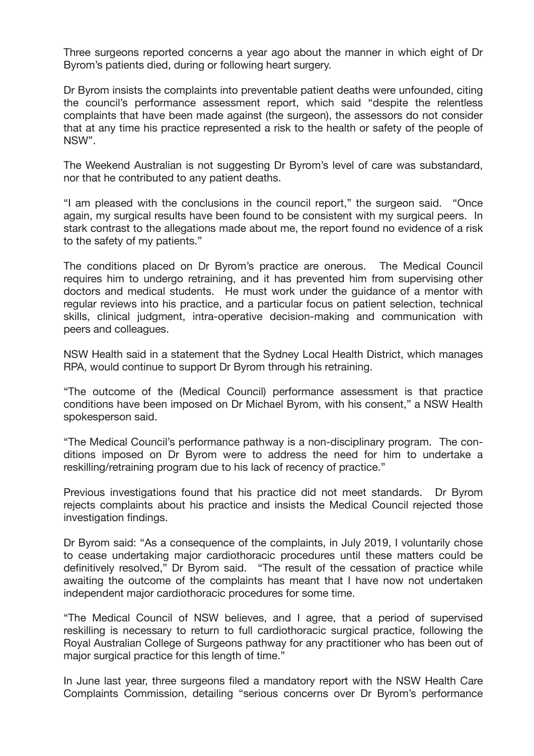Three surgeons reported concerns a year ago about the manner in which eight of Dr Byrom's patients died, during or following heart surgery.

Dr Byrom insists the complaints into preventable patient deaths were unfounded, citing the council's performance assessment report, which said "despite the relentless complaints that have been made against (the surgeon), the assessors do not consider that at any time his practice represented a risk to the health or safety of the people of NSW".

The Weekend Australian is not suggesting Dr Byrom's level of care was substandard, nor that he contributed to any patient deaths.

"I am pleased with the conclusions in the council report," the surgeon said. "Once again, my surgical results have been found to be consistent with my surgical peers. In stark contrast to the allegations made about me, the report found no evidence of a risk to the safety of my patients."

The conditions placed on Dr Byrom's practice are onerous. The Medical Council requires him to undergo retraining, and it has prevented him from supervising other doctors and medical students. He must work under the guidance of a mentor with regular reviews into his practice, and a particular focus on patient selection, technical skills, clinical judgment, intra-operative decision-making and communication with peers and colleagues.

NSW Health said in a statement that the Sydney Local Health District, which manages RPA, would continue to support Dr Byrom through his retraining.

"The outcome of the (Medical Council) performance assessment is that practice conditions have been imposed on Dr Michael Byrom, with his consent," a NSW Health spokesperson said.

"The Medical Council's performance pathway is a non-disciplinary program. The conditions imposed on Dr Byrom were to address the need for him to undertake a reskilling/retraining program due to his lack of recency of practice."

Previous investigations found that his practice did not meet standards. Dr Byrom rejects complaints about his practice and insists the Medical Council rejected those investigation findings.

Dr Byrom said: "As a consequence of the complaints, in July 2019, I voluntarily chose to cease undertaking major cardiothoracic procedures until these matters could be definitively resolved," Dr Byrom said. "The result of the cessation of practice while awaiting the outcome of the complaints has meant that I have now not undertaken independent major cardiothoracic procedures for some time.

"The Medical Council of NSW believes, and I agree, that a period of supervised reskilling is necessary to return to full cardiothoracic surgical practice, following the Royal Australian College of Surgeons pathway for any practitioner who has been out of major surgical practice for this length of time."

In June last year, three surgeons filed a mandatory report with the NSW Health Care Complaints Commission, detailing "serious concerns over Dr Byrom's performance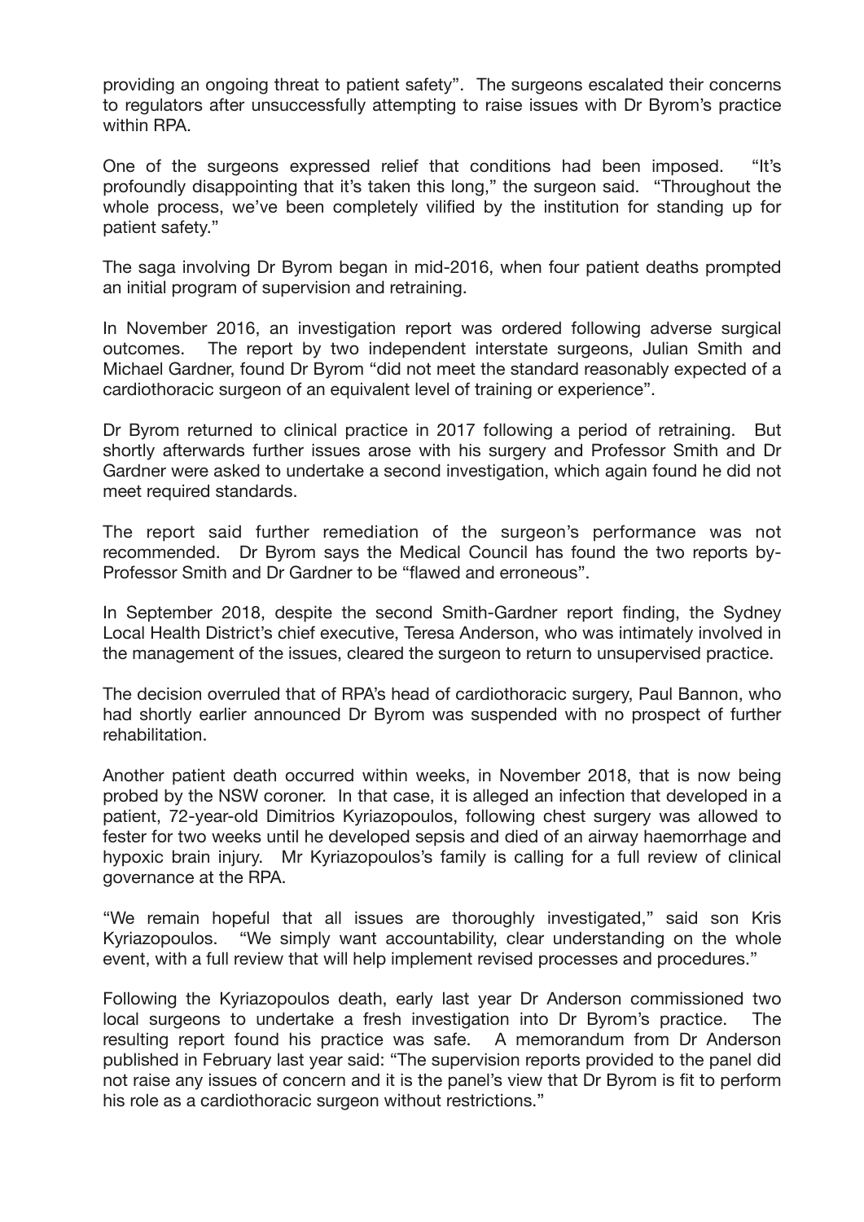providing an ongoing threat to patient safety". The surgeons escalated their concerns to regulators after unsuccessfully attempting to raise issues with Dr Byrom's practice within RPA.

One of the surgeons expressed relief that conditions had been imposed. "It's profoundly disappointing that it's taken this long," the surgeon said. "Throughout the whole process, we've been completely vilified by the institution for standing up for patient safety."

The saga involving Dr Byrom began in mid-2016, when four patient deaths prompted an initial program of supervision and retraining.

In November 2016, an investigation report was ordered following adverse surgical outcomes. The report by two independent interstate surgeons, Julian Smith and Michael Gardner, found Dr Byrom "did not meet the standard reasonably expected of a cardiothoracic surgeon of an equivalent level of training or experience".

Dr Byrom returned to clinical practice in 2017 following a period of retraining. But shortly afterwards further issues arose with his surgery and Professor Smith and Dr Gardner were asked to undertake a second investigation, which again found he did not meet required standards.

The report said further remediation of the surgeon's performance was not recommended. Dr Byrom says the Medical Council has found the two reports by-Professor Smith and Dr Gardner to be "flawed and erroneous".

In September 2018, despite the second Smith-Gardner report finding, the Sydney Local Health District's chief executive, Teresa Anderson, who was intimately involved in the management of the issues, cleared the surgeon to return to unsupervised practice.

The decision overruled that of RPA's head of cardiothoracic surgery, Paul Bannon, who had shortly earlier announced Dr Byrom was suspended with no prospect of further rehabilitation.

Another patient death occurred within weeks, in November 2018, that is now being probed by the NSW coroner. In that case, it is alleged an infection that developed in a patient, 72-year-old Dimitrios Kyriazopoulos, following chest surgery was allowed to fester for two weeks until he developed sepsis and died of an airway haemorrhage and hypoxic brain injury. Mr Kyriazopoulos's family is calling for a full review of clinical governance at the RPA.

"We remain hopeful that all issues are thoroughly investigated," said son Kris Kyriazopoulos. "We simply want accountability, clear understanding on the whole event, with a full review that will help implement revised processes and procedures."

Following the Kyriazopoulos death, early last year Dr Anderson commissioned two local surgeons to undertake a fresh investigation into Dr Byrom's practice. The resulting report found his practice was safe. A memorandum from Dr Anderson published in February last year said: "The supervision reports provided to the panel did not raise any issues of concern and it is the panel's view that Dr Byrom is fit to perform his role as a cardiothoracic surgeon without restrictions."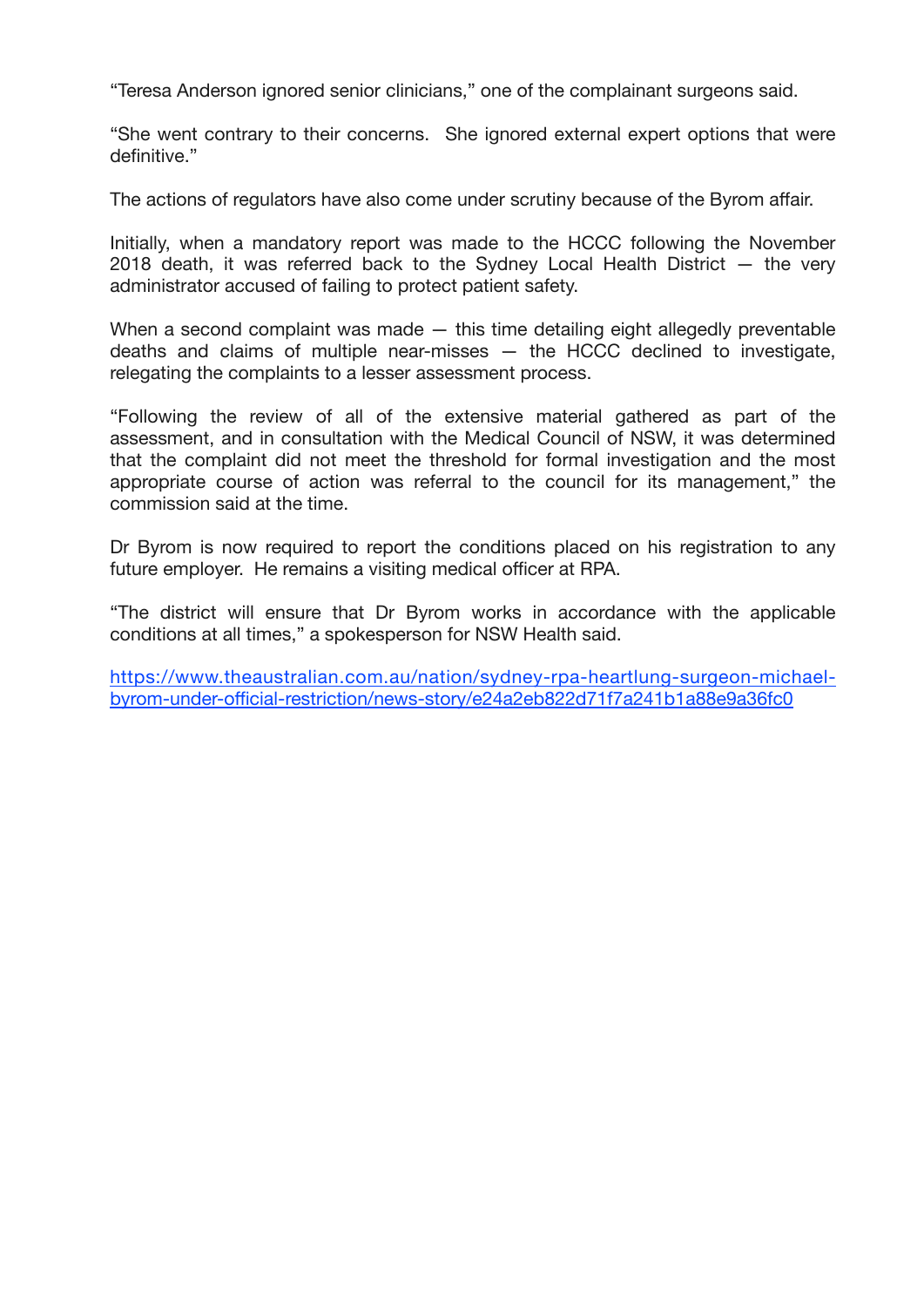"Teresa Anderson ignored senior clinicians," one of the complainant surgeons said.

"She went contrary to their concerns.  She ignored external expert options that were definitive."

The actions of regulators have also come under scrutiny because of the Byrom affair.

Initially, when a mandatory report was made to the HCCC following the November 2018 death, it was referred back to the Sydney Local Health District — the very administrator accused of failing to protect patient safety.

When a second complaint was made — this time detailing eight allegedly preventable deaths and claims of multiple near-misses — the HCCC declined to investigate, relegating the complaints to a lesser assessment process.

"Following the review of all of the extensive material gathered as part of the assessment, and in consultation with the Medical Council of NSW, it was determined that the complaint did not meet the threshold for formal investigation and the most appropriate course of action was referral to the council for its management," the commission said at the time.

Dr Byrom is now required to report the conditions placed on his registration to any future employer.  He remains a visiting medical officer at RPA.

"The district will ensure that Dr Byrom works in accordance with the applicable conditions at all times," a spokesperson for NSW Health said.

https://www.theaustralian.com.au/nation/sydney-rpa-heartlung-surgeon-michael-byrom-under-official-restriction/news-story/e24a2eb822d71f7a241b1a88e9a36fc0